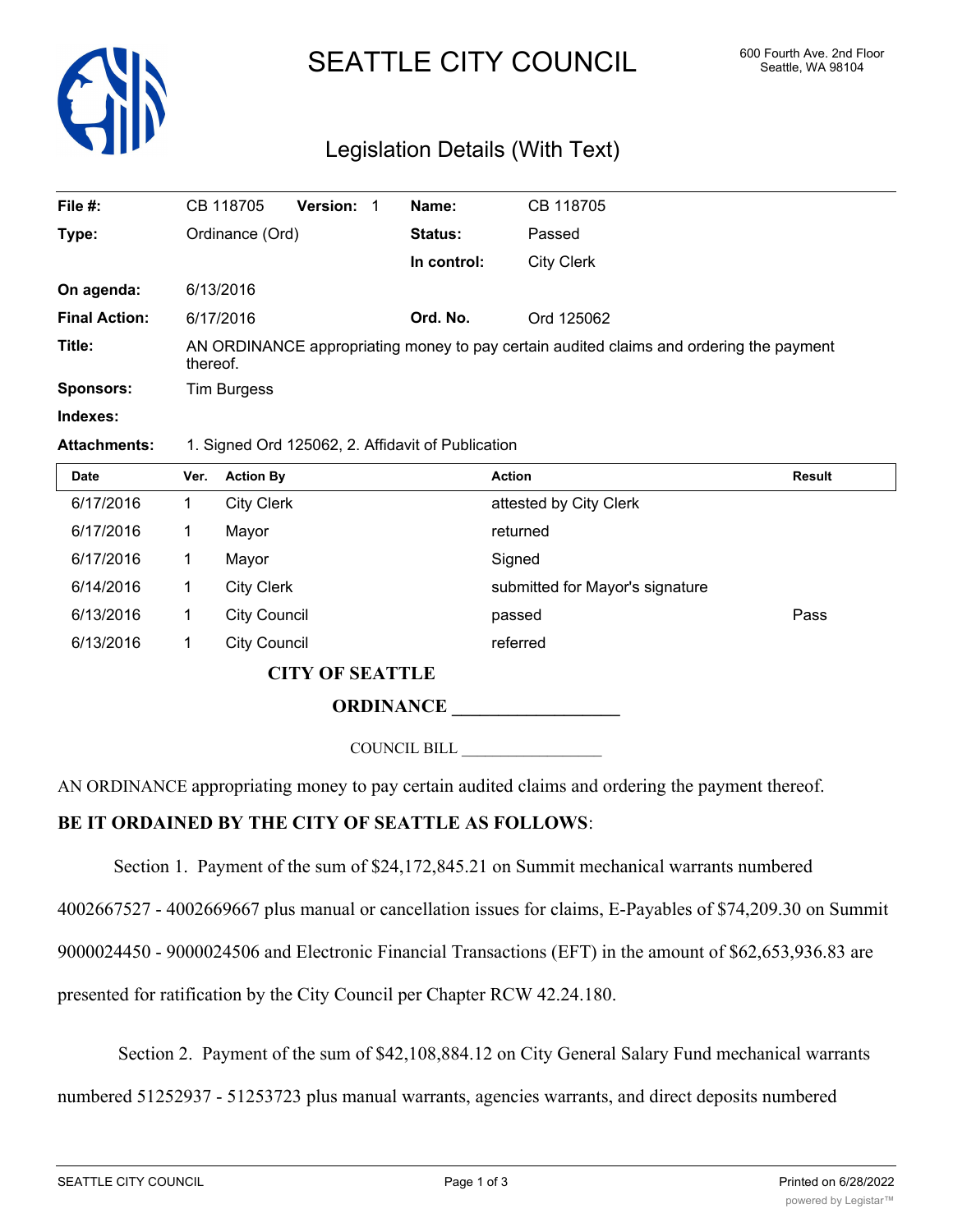# SEATTLE CITY COUNCIL

600 Fourth Ave. 2nd Floor
Seattle, WA 98104

## Legislation Details (With Text)

| | | | |
|---|---|---|---|
| **File #:** | CB 118705 **Version:** 1 | **Name:** | CB 118705 |
| **Type:** | Ordinance (Ord) | **Status:** | Passed |
| | | **In control:** | City Clerk |
| **On agenda:** | 6/13/2016 | | |
| **Final Action:** | 6/17/2016 | **Ord. No.** | Ord 125062 |
| **Title:** | AN ORDINANCE appropriating money to pay certain audited claims and ordering the payment thereof. | | |
| **Sponsors:** | Tim Burgess | | |
| **Indexes:** | | | |
| **Attachments:** | 1. Signed Ord 125062, 2. Affidavit of Publication | | |

| Date | Ver. | Action By | Action | Result |
|---|---|---|---|---|
| 6/17/2016 | 1 | City Clerk | attested by City Clerk | |
| 6/17/2016 | 1 | Mayor | returned | |
| 6/17/2016 | 1 | Mayor | Signed | |
| 6/14/2016 | 1 | City Clerk | submitted for Mayor's signature | |
| 6/13/2016 | 1 | City Council | passed | Pass |
| 6/13/2016 | 1 | City Council | referred | |

**CITY OF SEATTLE**

**ORDINANCE \_\_\_\_\_\_\_\_\_\_\_\_\_\_\_\_\_\_**

COUNCIL BILL \_\_\_\_\_\_\_\_\_\_\_\_\_\_\_\_\_\_

AN ORDINANCE appropriating money to pay certain audited claims and ordering the payment thereof.

**BE IT ORDAINED BY THE CITY OF SEATTLE AS FOLLOWS**:

Section 1. Payment of the sum of $24,172,845.21 on Summit mechanical warrants numbered 4002667527 - 4002669667 plus manual or cancellation issues for claims, E-Payables of $74,209.30 on Summit 9000024450 - 9000024506 and Electronic Financial Transactions (EFT) in the amount of $62,653,936.83 are presented for ratification by the City Council per Chapter RCW 42.24.180.

Section 2. Payment of the sum of $42,108,884.12 on City General Salary Fund mechanical warrants numbered 51252937 - 51253723 plus manual warrants, agencies warrants, and direct deposits numbered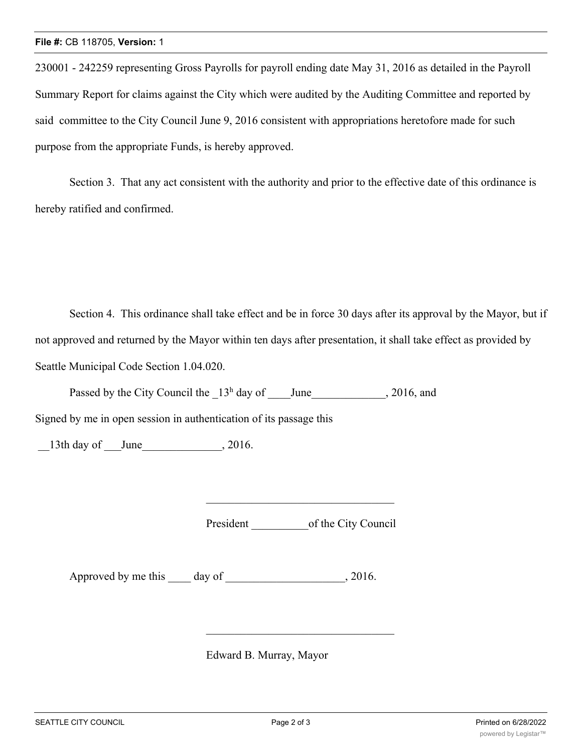230001 - 242259 representing Gross Payrolls for payroll ending date May 31, 2016 as detailed in the Payroll Summary Report for claims against the City which were audited by the Auditing Committee and reported by said committee to the City Council June 9, 2016 consistent with appropriations heretofore made for such purpose from the appropriate Funds, is hereby approved.

Section 3. That any act consistent with the authority and prior to the effective date of this ordinance is hereby ratified and confirmed.

Section 4. This ordinance shall take effect and be in force 30 days after its approval by the Mayor, but if not approved and returned by the Mayor within ten days after presentation, it shall take effect as provided by Seattle Municipal Code Section 1.04.020.

Passed by the City Council the _13h day of ____June_____________, 2016, and

Signed by me in open session in authentication of its passage this

__13th day of ___June______________, 2016.

__________________________________

President __________of the City Council

Approved by me this ____ day of ____________________, 2016.

__________________________________

Edward B. Murray, Mayor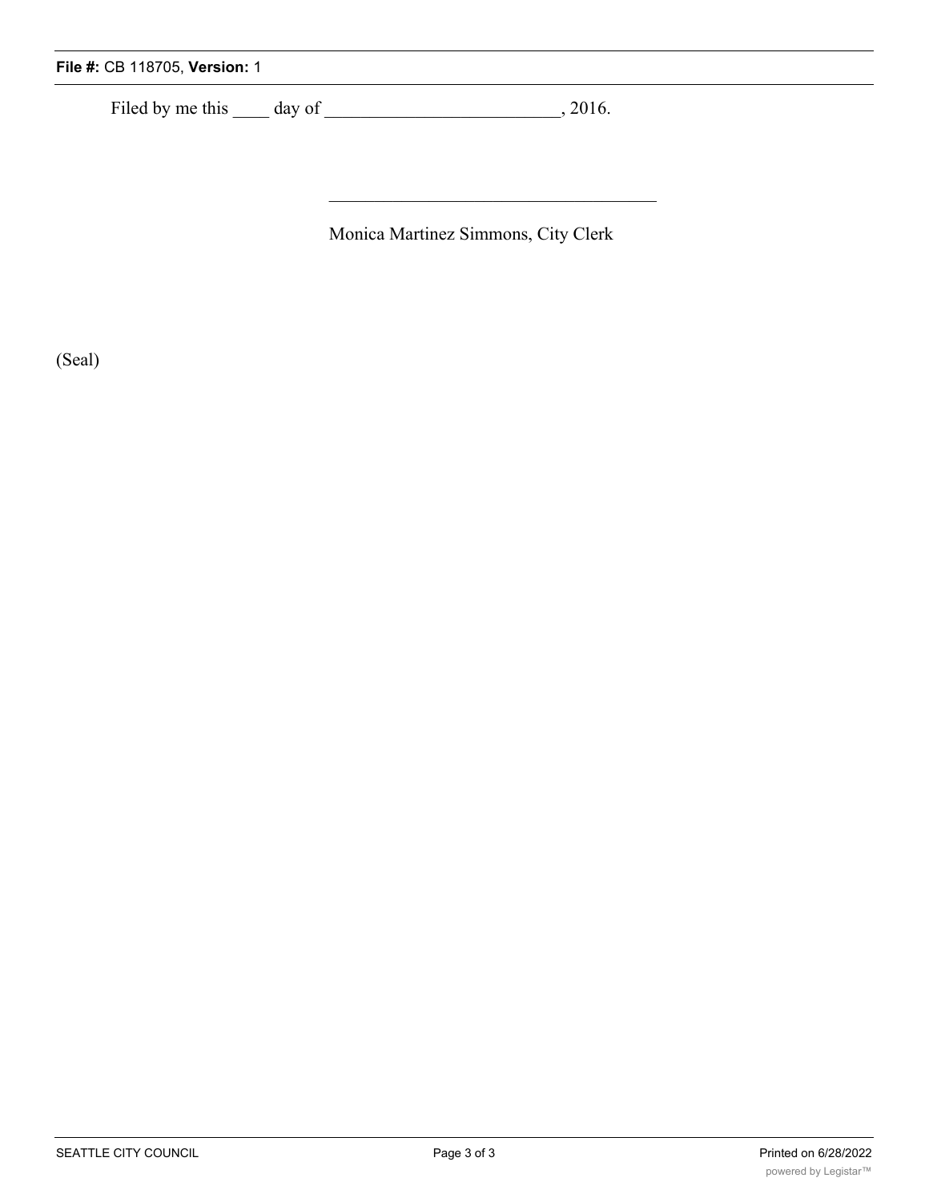Filed by me this ____ day of __________________________, 2016.

____________________________________

Monica Martinez Simmons, City Clerk

(Seal)